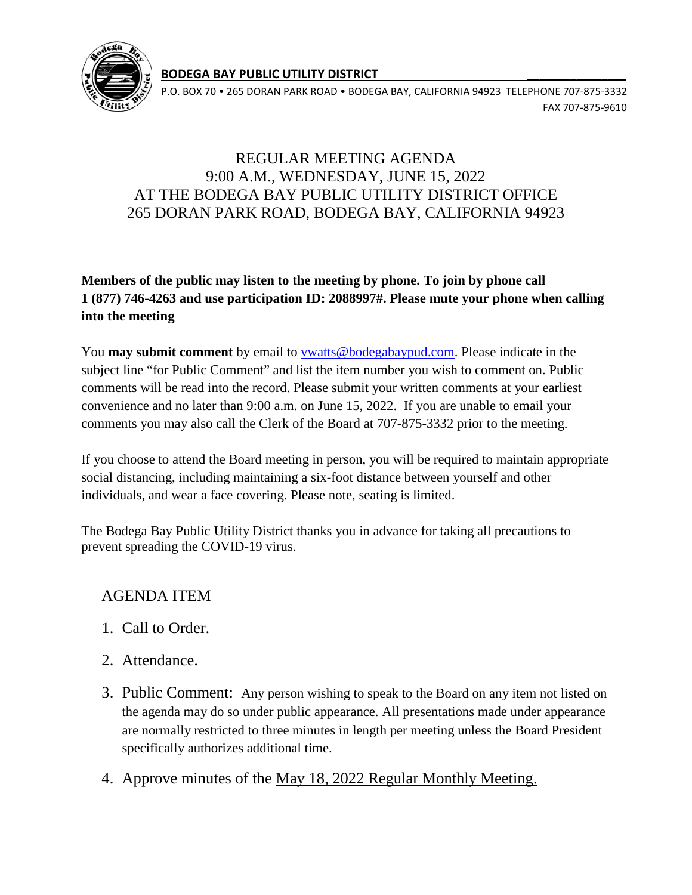**BODEGA BAY PUBLIC UTILITY DISTRICT**

P.O. BOX 70 • 265 DORAN PARK ROAD • BODEGA BAY, CALIFORNIA 94923 TELEPHONE 707-875-3332 FAX 707-875-9610

# REGULAR MEETING AGENDA
## 9:00 A.M., WEDNESDAY, JUNE 15, 2022
## AT THE BODEGA BAY PUBLIC UTILITY DISTRICT OFFICE
## 265 DORAN PARK ROAD, BODEGA BAY, CALIFORNIA 94923

**Members of the public may listen to the meeting by phone. To join by phone call 1 (877) 746-4263 and use participation ID: 2088997#. Please mute your phone when calling into the meeting**

You **may submit comment** by email to vwatts@bodegabaypud.com. Please indicate in the subject line "for Public Comment" and list the item number you wish to comment on. Public comments will be read into the record. Please submit your written comments at your earliest convenience and no later than 9:00 a.m. on June 15, 2022. If you are unable to email your comments you may also call the Clerk of the Board at 707-875-3332 prior to the meeting.

If you choose to attend the Board meeting in person, you will be required to maintain appropriate social distancing, including maintaining a six-foot distance between yourself and other individuals, and wear a face covering. Please note, seating is limited.

The Bodega Bay Public Utility District thanks you in advance for taking all precautions to prevent spreading the COVID-19 virus.

## AGENDA ITEM

1. Call to Order.
2. Attendance.
3. Public Comment: Any person wishing to speak to the Board on any item not listed on the agenda may do so under public appearance. All presentations made under appearance are normally restricted to three minutes in length per meeting unless the Board President specifically authorizes additional time.
4. Approve minutes of the May 18, 2022 Regular Monthly Meeting.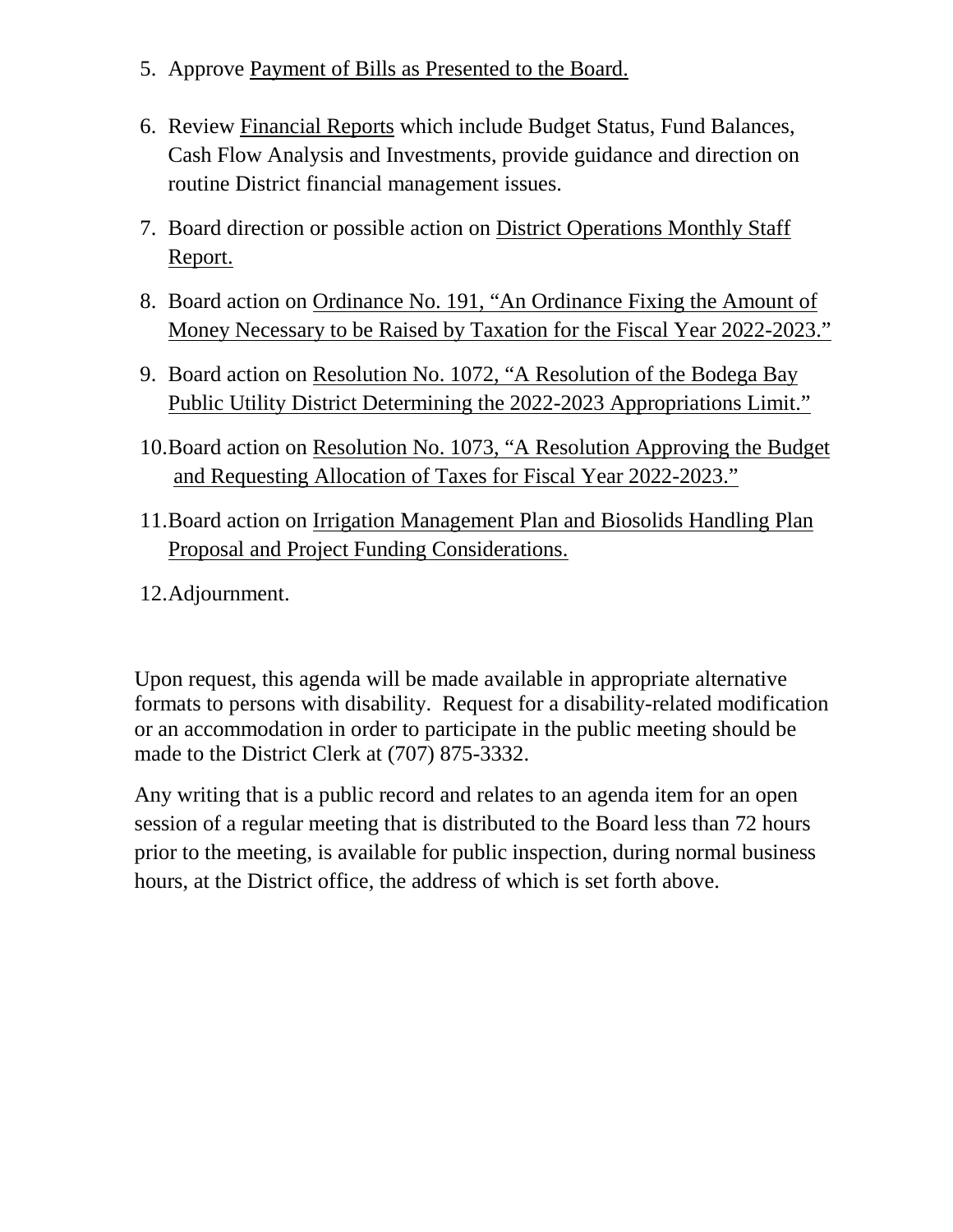5. Approve <u>Payment of Bills as Presented to the Board.</u>

6. Review <u>Financial Reports</u> which include Budget Status, Fund Balances, Cash Flow Analysis and Investments, provide guidance and direction on routine District financial management issues.

7. Board direction or possible action on <u>District Operations Monthly Staff Report.</u>

8. Board action on <u>Ordinance No. 191, "An Ordinance Fixing the Amount of Money Necessary to be Raised by Taxation for the Fiscal Year 2022-2023."</u>

9. Board action on <u>Resolution No. 1072, "A Resolution of the Bodega Bay Public Utility District Determining the 2022-2023 Appropriations Limit."</u>

10. Board action on <u>Resolution No. 1073, "A Resolution Approving the Budget and Requesting Allocation of Taxes for Fiscal Year 2022-2023."</u>

11. Board action on <u>Irrigation Management Plan and Biosolids Handling Plan Proposal and Project Funding Considerations.</u>

12. Adjournment.

Upon request, this agenda will be made available in appropriate alternative formats to persons with disability. Request for a disability-related modification or an accommodation in order to participate in the public meeting should be made to the District Clerk at (707) 875-3332.

Any writing that is a public record and relates to an agenda item for an open session of a regular meeting that is distributed to the Board less than 72 hours prior to the meeting, is available for public inspection, during normal business hours, at the District office, the address of which is set forth above.